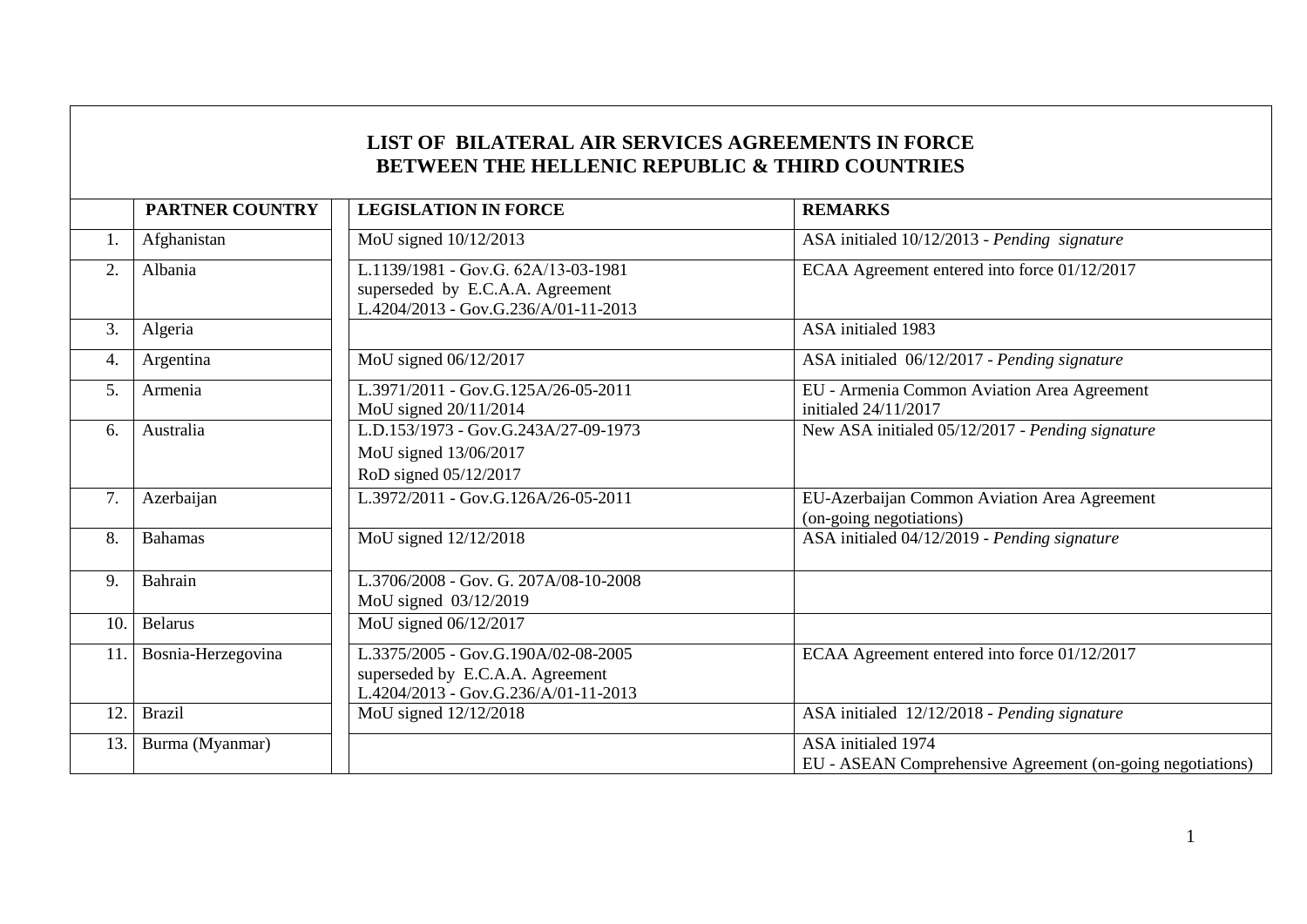# LIST OF BILATERAL AIR SERVICES AGREEMENTS IN FORCE BETWEEN THE HELLENIC REPUBLIC & THIRD COUNTRIES

| | PARTNER COUNTRY | LEGISLATION IN FORCE | REMARKS |
|---|---|---|---|
| 1. | Afghanistan | MoU signed 10/12/2013 | ASA initialed 10/12/2013 - *Pending signature* |
| 2. | Albania | L.1139/1981 - Gov.G. 62A/13-03-1981<br>superseded by E.C.A.A. Agreement<br>L.4204/2013 - Gov.G.236/A/01-11-2013 | ECAA Agreement entered into force 01/12/2017 |
| 3. | Algeria | | ASA initialed 1983 |
| 4. | Argentina | MoU signed 06/12/2017 | ASA initialed 06/12/2017 - *Pending signature* |
| 5. | Armenia | L.3971/2011 - Gov.G.125A/26-05-2011<br>MoU signed 20/11/2014 | EU - Armenia Common Aviation Area Agreement initialed 24/11/2017 |
| 6. | Australia | L.D.153/1973 - Gov.G.243A/27-09-1973<br>MoU signed 13/06/2017<br>RoD signed 05/12/2017 | New ASA initialed 05/12/2017 - *Pending signature* |
| 7. | Azerbaijan | L.3972/2011 - Gov.G.126A/26-05-2011 | EU-Azerbaijan Common Aviation Area Agreement (on-going negotiations) |
| 8. | Bahamas | MoU signed 12/12/2018 | ASA initialed 04/12/2019 - *Pending signature* |
| 9. | Bahrain | L.3706/2008 - Gov. G. 207A/08-10-2008<br>MoU signed 03/12/2019 | |
| 10. | Belarus | MoU signed 06/12/2017 | |
| 11. | Bosnia-Herzegovina | L.3375/2005 - Gov.G.190A/02-08-2005<br>superseded by E.C.A.A. Agreement<br>L.4204/2013 - Gov.G.236/A/01-11-2013 | ECAA Agreement entered into force 01/12/2017 |
| 12. | Brazil | MoU signed 12/12/2018 | ASA initialed 12/12/2018 - *Pending signature* |
| 13. | Burma (Myanmar) | | ASA initialed 1974<br>EU - ASEAN Comprehensive Agreement (on-going negotiations) |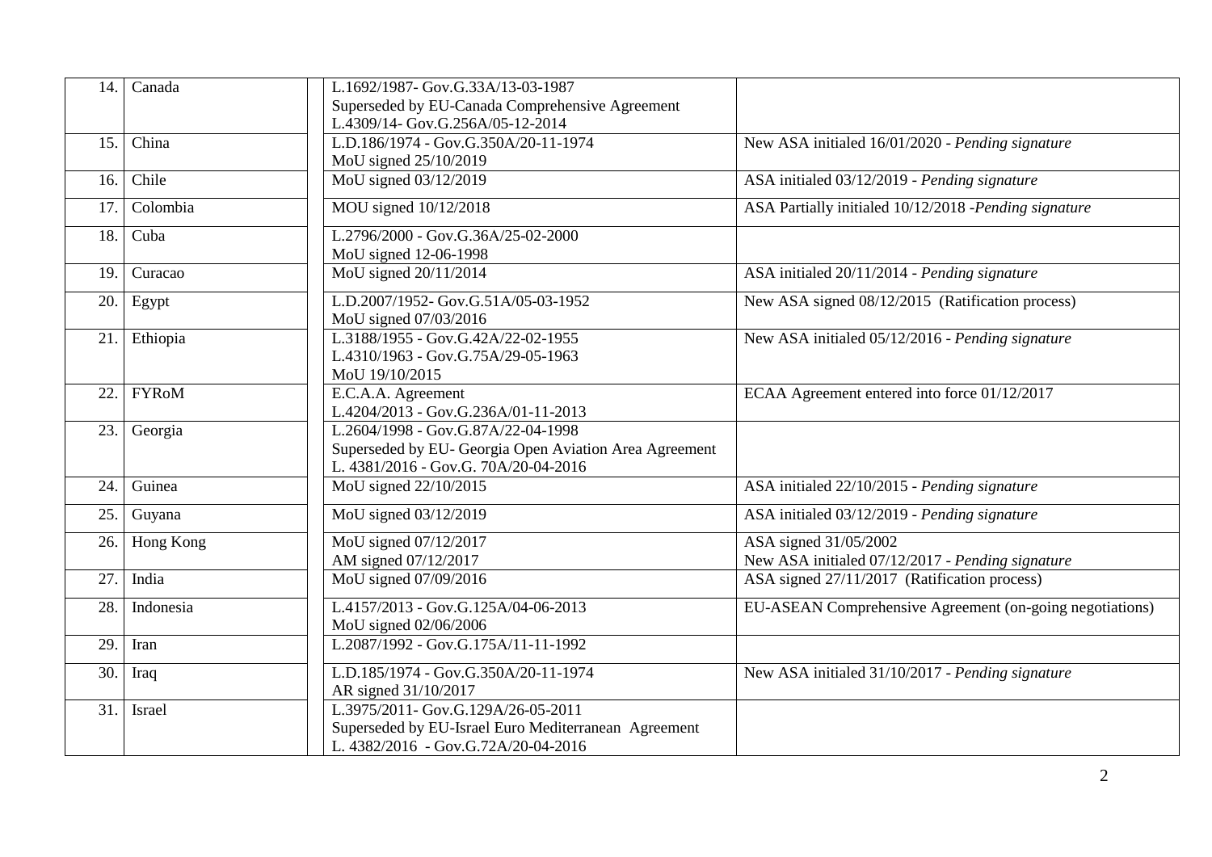| | | | | |
|---|---|---|---|---|
| 14. | Canada | | L.1692/1987- Gov.G.33A/13-03-1987<br>Superseded by EU-Canada Comprehensive Agreement<br>L.4309/14- Gov.G.256A/05-12-2014 | |
| 15. | China | | L.D.186/1974 - Gov.G.350A/20-11-1974<br>MoU signed 25/10/2019 | New ASA initialed 16/01/2020 - *Pending signature* |
| 16. | Chile | | MoU signed 03/12/2019 | ASA initialed 03/12/2019 - *Pending signature* |
| 17. | Colombia | | MOU signed 10/12/2018 | ASA Partially initialed 10/12/2018 -*Pending signature* |
| 18. | Cuba | | L.2796/2000 - Gov.G.36A/25-02-2000<br>MoU signed 12-06-1998 | |
| 19. | Curacao | | MoU signed 20/11/2014 | ASA initialed 20/11/2014 - *Pending signature* |
| 20. | Egypt | | L.D.2007/1952- Gov.G.51A/05-03-1952<br>MoU signed 07/03/2016 | New ASA signed 08/12/2015 (Ratification process) |
| 21. | Ethiopia | | L.3188/1955 - Gov.G.42A/22-02-1955<br>L.4310/1963 - Gov.G.75A/29-05-1963<br>MoU 19/10/2015 | New ASA initialed 05/12/2016 - *Pending signature* |
| 22. | FYRoM | | E.C.A.A. Agreement<br>L.4204/2013 - Gov.G.236A/01-11-2013 | ECAA Agreement entered into force 01/12/2017 |
| 23. | Georgia | | L.2604/1998 - Gov.G.87A/22-04-1998<br>Superseded by EU- Georgia Open Aviation Area Agreement<br>L. 4381/2016 - Gov.G. 70A/20-04-2016 | |
| 24. | Guinea | | MoU signed 22/10/2015 | ASA initialed 22/10/2015 - *Pending signature* |
| 25. | Guyana | | MoU signed 03/12/2019 | ASA initialed 03/12/2019 - *Pending signature* |
| 26. | Hong Kong | | MoU signed 07/12/2017<br>AM signed 07/12/2017 | ASA signed 31/05/2002<br>New ASA initialed 07/12/2017 - *Pending signature* |
| 27. | India | | MoU signed 07/09/2016 | ASA signed 27/11/2017 (Ratification process) |
| 28. | Indonesia | | L.4157/2013 - Gov.G.125A/04-06-2013<br>MoU signed 02/06/2006 | EU-ASEAN Comprehensive Agreement (on-going negotiations) |
| 29. | Iran | | L.2087/1992 - Gov.G.175A/11-11-1992 | |
| 30. | Iraq | | L.D.185/1974 - Gov.G.350A/20-11-1974<br>AR signed 31/10/2017 | New ASA initialed 31/10/2017 - *Pending signature* |
| 31. | Israel | | L.3975/2011- Gov.G.129A/26-05-2011<br>Superseded by EU-Israel Euro Mediterranean Agreement<br>L. 4382/2016 - Gov.G.72A/20-04-2016 | |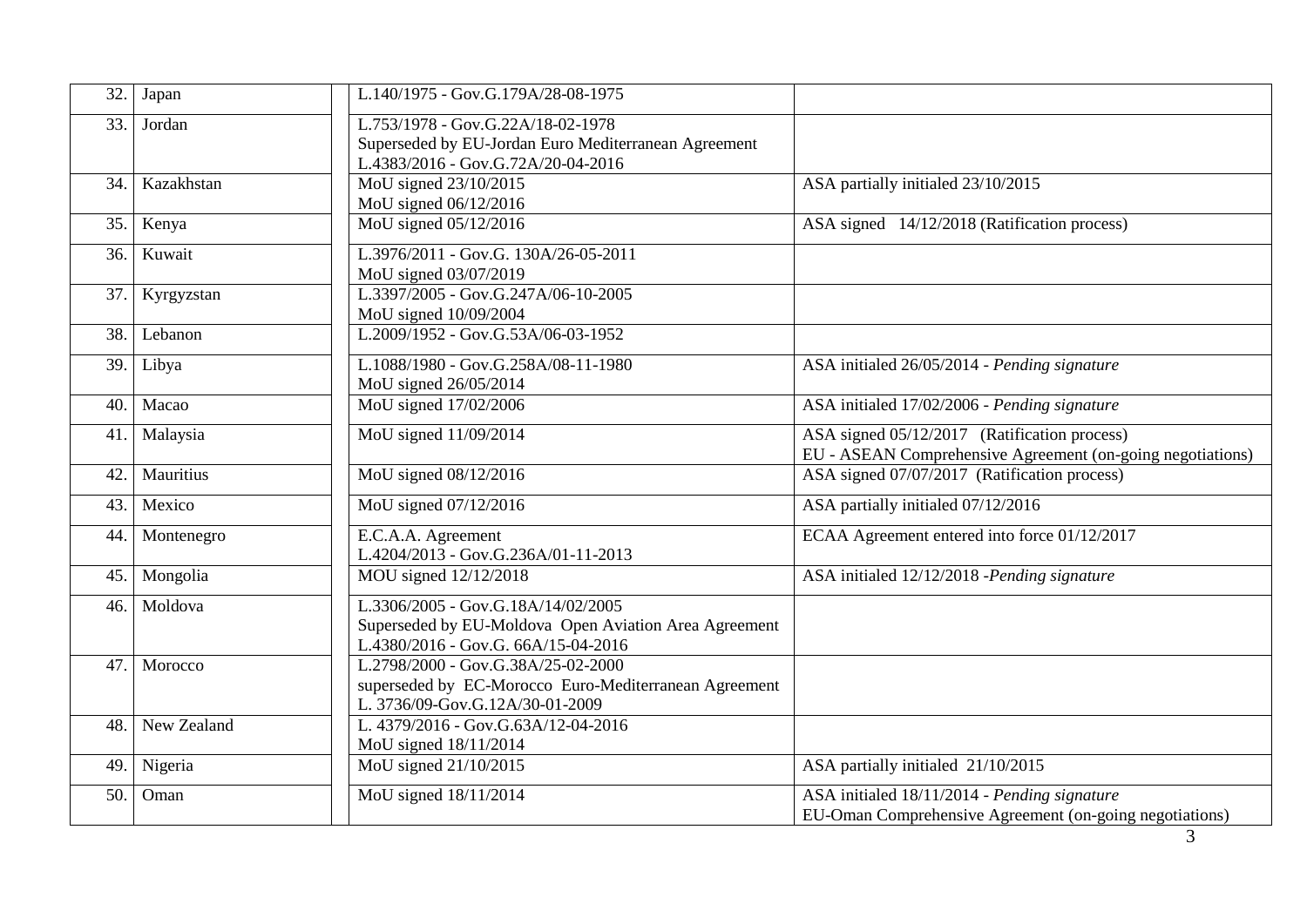| | | | | |
|---|---|---|---|---|
| 32. | Japan | | L.140/1975 - Gov.G.179A/28-08-1975 | |
| 33. | Jordan | | L.753/1978 - Gov.G.22A/18-02-1978<br>Superseded by EU-Jordan Euro Mediterranean Agreement<br>L.4383/2016 - Gov.G.72A/20-04-2016 | |
| 34. | Kazakhstan | | MoU signed 23/10/2015<br>MoU signed 06/12/2016 | ASA partially initialed 23/10/2015 |
| 35. | Kenya | | MoU signed 05/12/2016 | ASA signed 14/12/2018 (Ratification process) |
| 36. | Kuwait | | L.3976/2011 - Gov.G. 130A/26-05-2011<br>MoU signed 03/07/2019 | |
| 37. | Kyrgyzstan | | L.3397/2005 - Gov.G.247A/06-10-2005<br>MoU signed 10/09/2004 | |
| 38. | Lebanon | | L.2009/1952 - Gov.G.53A/06-03-1952 | |
| 39. | Libya | | L.1088/1980 - Gov.G.258A/08-11-1980<br>MoU signed 26/05/2014 | ASA initialed 26/05/2014 - *Pending signature* |
| 40. | Macao | | MoU signed 17/02/2006 | ASA initialed 17/02/2006 - *Pending signature* |
| 41. | Malaysia | | MoU signed 11/09/2014 | ASA signed 05/12/2017 (Ratification process)<br>EU - ASEAN Comprehensive Agreement (on-going negotiations) |
| 42. | Mauritius | | MoU signed 08/12/2016 | ASA signed 07/07/2017 (Ratification process) |
| 43. | Mexico | | MoU signed 07/12/2016 | ASA partially initialed 07/12/2016 |
| 44. | Montenegro | | E.C.A.A. Agreement<br>L.4204/2013 - Gov.G.236A/01-11-2013 | ECAA Agreement entered into force 01/12/2017 |
| 45. | Mongolia | | MOU signed 12/12/2018 | ASA initialed 12/12/2018 -*Pending signature* |
| 46. | Moldova | | L.3306/2005 - Gov.G.18A/14/02/2005<br>Superseded by EU-Moldova Open Aviation Area Agreement<br>L.4380/2016 - Gov.G. 66A/15-04-2016 | |
| 47. | Morocco | | L.2798/2000 - Gov.G.38A/25-02-2000<br>superseded by EC-Morocco Euro-Mediterranean Agreement<br>L. 3736/09-Gov.G.12A/30-01-2009 | |
| 48. | New Zealand | | L. 4379/2016 - Gov.G.63A/12-04-2016<br>MoU signed 18/11/2014 | |
| 49. | Nigeria | | MoU signed 21/10/2015 | ASA partially initialed 21/10/2015 |
| 50. | Oman | | MoU signed 18/11/2014 | ASA initialed 18/11/2014 - *Pending signature*<br>EU-Oman Comprehensive Agreement (on-going negotiations) |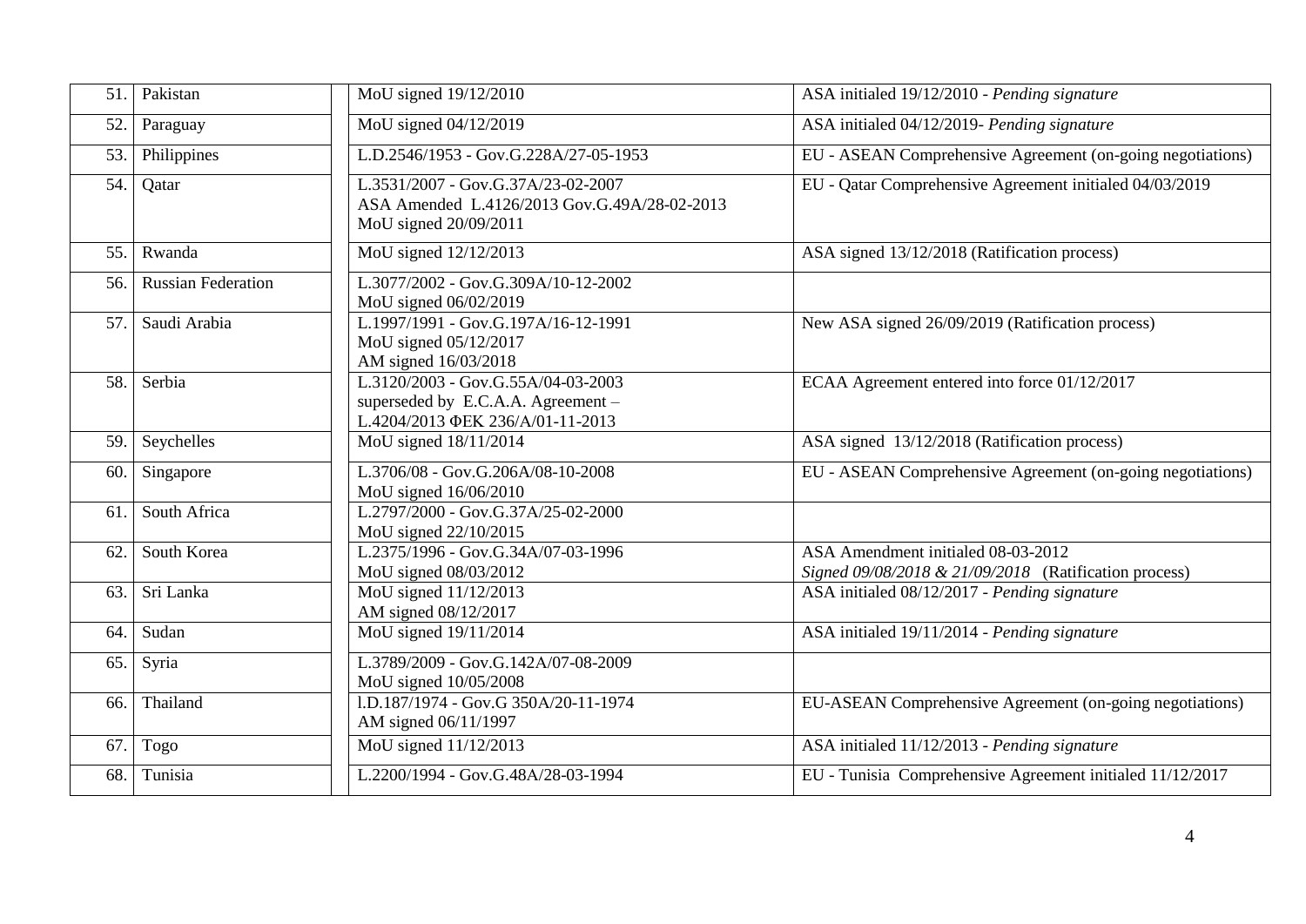| | | | | |
|---|---|---|---|---|
| 51. | Pakistan | | MoU signed 19/12/2010 | ASA initialed 19/12/2010 - *Pending signature* |
| 52. | Paraguay | | MoU signed 04/12/2019 | ASA initialed 04/12/2019- *Pending signature* |
| 53. | Philippines | | L.D.2546/1953 - Gov.G.228A/27-05-1953 | EU - ASEAN Comprehensive Agreement (on-going negotiations) |
| 54. | Qatar | | L.3531/2007 - Gov.G.37A/23-02-2007<br>ASA Amended L.4126/2013 Gov.G.49A/28-02-2013<br>MoU signed 20/09/2011 | EU - Qatar Comprehensive Agreement initialed 04/03/2019 |
| 55. | Rwanda | | MoU signed 12/12/2013 | ASA signed 13/12/2018 (Ratification process) |
| 56. | Russian Federation | | L.3077/2002 - Gov.G.309A/10-12-2002<br>MoU signed 06/02/2019 | |
| 57. | Saudi Arabia | | L.1997/1991 - Gov.G.197A/16-12-1991<br>MoU signed 05/12/2017<br>AM signed 16/03/2018 | New ASA signed 26/09/2019 (Ratification process) |
| 58. | Serbia | | L.3120/2003 - Gov.G.55A/04-03-2003<br>superseded by E.C.A.A. Agreement –<br>L.4204/2013 ΦΕΚ 236/A/01-11-2013 | ECAA Agreement entered into force 01/12/2017 |
| 59. | Seychelles | | MoU signed 18/11/2014 | ASA signed 13/12/2018 (Ratification process) |
| 60. | Singapore | | L.3706/08 - Gov.G.206A/08-10-2008<br>MoU signed 16/06/2010 | EU - ASEAN Comprehensive Agreement (on-going negotiations) |
| 61. | South Africa | | L.2797/2000 - Gov.G.37A/25-02-2000<br>MoU signed 22/10/2015 | |
| 62. | South Korea | | L.2375/1996 - Gov.G.34A/07-03-1996<br>MoU signed 08/03/2012 | ASA Amendment initialed 08-03-2012<br>*Signed 09/08/2018 & 21/09/2018* (Ratification process) |
| 63. | Sri Lanka | | MoU signed 11/12/2013<br>AM signed 08/12/2017 | ASA initialed 08/12/2017 - *Pending signature* |
| 64. | Sudan | | MoU signed 19/11/2014 | ASA initialed 19/11/2014 - *Pending signature* |
| 65. | Syria | | L.3789/2009 - Gov.G.142A/07-08-2009<br>MoU signed 10/05/2008 | |
| 66. | Thailand | | l.D.187/1974 - Gov.G 350A/20-11-1974<br>AM signed 06/11/1997 | EU-ASEAN Comprehensive Agreement (on-going negotiations) |
| 67. | Togo | | MoU signed 11/12/2013 | ASA initialed 11/12/2013 - *Pending signature* |
| 68. | Tunisia | | L.2200/1994 - Gov.G.48A/28-03-1994 | EU - Tunisia Comprehensive Agreement initialed 11/12/2017 |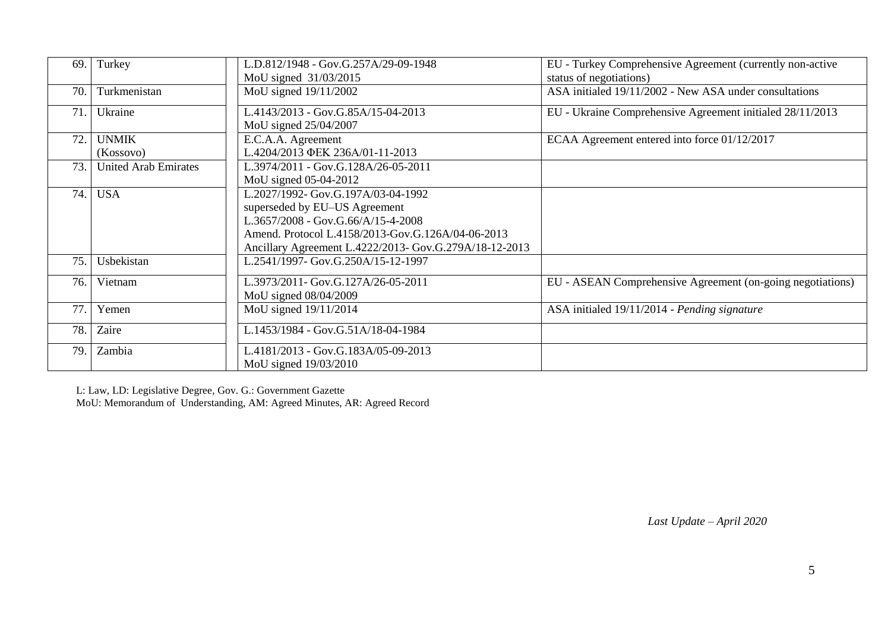| | | | | |
|---|---|---|---|---|
| 69. | Turkey | | L.D.812/1948 - Gov.G.257A/29-09-1948<br>MoU signed 31/03/2015 | EU - Turkey Comprehensive Agreement (currently non-active status of negotiations) |
| 70. | Turkmenistan | | MoU signed 19/11/2002 | ASA initialed 19/11/2002 - New ASA under consultations |
| 71. | Ukraine | | L.4143/2013 - Gov.G.85A/15-04-2013<br>MoU signed 25/04/2007 | EU - Ukraine Comprehensive Agreement initialed 28/11/2013 |
| 72. | UNMIK<br>(Kossovo) | | E.C.A.A. Agreement<br>L.4204/2013 ΦΕΚ 236Α/01-11-2013 | ECAA Agreement entered into force 01/12/2017 |
| 73. | United Arab Emirates | | L.3974/2011 - Gov.G.128A/26-05-2011<br>MoU signed 05-04-2012 | |
| 74. | USA | | L.2027/1992- Gov.G.197A/03-04-1992<br>superseded by EU–US Agreement<br>L.3657/2008 - Gov.G.66/A/15-4-2008<br>Amend. Protocol L.4158/2013-Gov.G.126A/04-06-2013<br>Ancillary Agreement L.4222/2013- Gov.G.279A/18-12-2013 | |
| 75. | Usbekistan | | L.2541/1997- Gov.G.250A/15-12-1997 | |
| 76. | Vietnam | | L.3973/2011- Gov.G.127A/26-05-2011<br>MoU signed 08/04/2009 | EU - ASEAN Comprehensive Agreement (on-going negotiations) |
| 77. | Yemen | | MoU signed 19/11/2014 | ASA initialed 19/11/2014 - *Pending signature* |
| 78. | Zaire | | L.1453/1984 - Gov.G.51A/18-04-1984 | |
| 79. | Zambia | | L.4181/2013 - Gov.G.183A/05-09-2013<br>MoU signed 19/03/2010 | |

L: Law, LD: Legislative Degree, Gov. G.: Government Gazette
MoU: Memorandum of Understanding, AM: Agreed Minutes, AR: Agreed Record

*Last Update – April 2020*